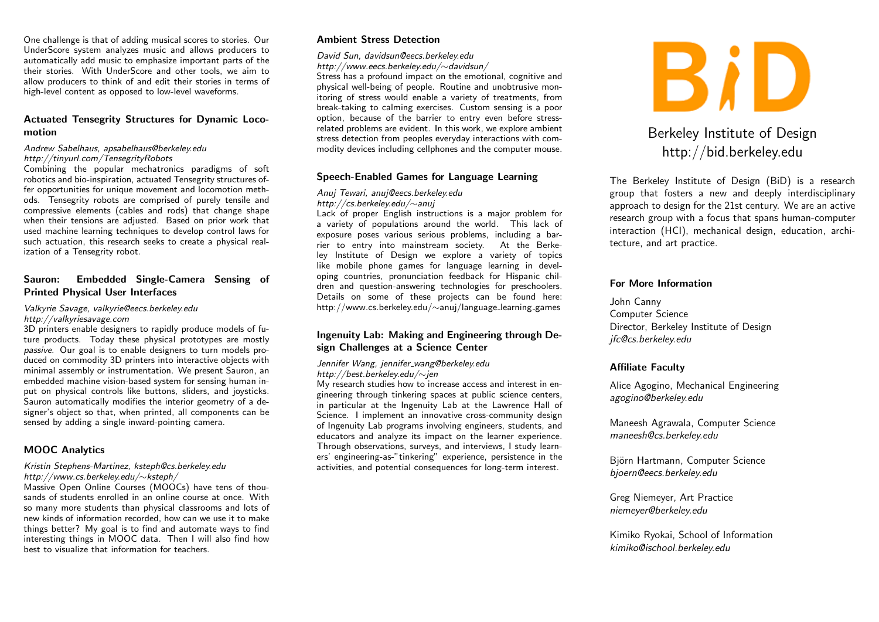One challenge is that of adding musical scores to stories. Our UnderScore system analyzes music and allows producers to automatically add music to emphasize important parts of the their stories. With UnderScore and other tools, we aim to allow producers to think of and edit their stories in terms of high-level content as opposed to low-level waveforms.

### Actuated Tensegrity Structures for Dynamic Locomotion

*Andrew Sabelhaus, apsabelhaus@berkeley.edu*
*http://tinyurl.com/TensegrityRobots*

Combining the popular mechatronics paradigms of soft robotics and bio-inspiration, actuated Tensegrity structures offer opportunities for unique movement and locomotion methods. Tensegrity robots are comprised of purely tensile and compressive elements (cables and rods) that change shape when their tensions are adjusted. Based on prior work that used machine learning techniques to develop control laws for such actuation, this research seeks to create a physical realization of a Tensegrity robot.

### Sauron: Embedded Single-Camera Sensing of Printed Physical User Interfaces

*Valkyrie Savage, valkyrie@eecs.berkeley.edu*
*http://valkyriesavage.com*

3D printers enable designers to rapidly produce models of future products. Today these physical prototypes are mostly *passive*. Our goal is to enable designers to turn models produced on commodity 3D printers into interactive objects with minimal assembly or instrumentation. We present Sauron, an embedded machine vision-based system for sensing human input on physical controls like buttons, sliders, and joysticks. Sauron automatically modifies the interior geometry of a designer's object so that, when printed, all components can be sensed by adding a single inward-pointing camera.

### MOOC Analytics

*Kristin Stephens-Martinez, ksteph@cs.berkeley.edu*
*http://www.cs.berkeley.edu/∼ksteph/*

Massive Open Online Courses (MOOCs) have tens of thousands of students enrolled in an online course at once. With so many more students than physical classrooms and lots of new kinds of information recorded, how can we use it to make things better? My goal is to find and automate ways to find interesting things in MOOC data. Then I will also find how best to visualize that information for teachers.

### Ambient Stress Detection

*David Sun, davidsun@eecs.berkeley.edu*
*http://www.eecs.berkeley.edu/∼davidsun/*

Stress has a profound impact on the emotional, cognitive and physical well-being of people. Routine and unobtrusive monitoring of stress would enable a variety of treatments, from break-taking to calming exercises. Custom sensing is a poor option, because of the barrier to entry even before stress-related problems are evident. In this work, we explore ambient stress detection from peoples everyday interactions with commodity devices including cellphones and the computer mouse.

### Speech-Enabled Games for Language Learning

*Anuj Tewari, anuj@eecs.berkeley.edu*
*http://cs.berkeley.edu/∼anuj*

Lack of proper English instructions is a major problem for a variety of populations around the world. This lack of exposure poses various serious problems, including a barrier to entry into mainstream society. At the Berkeley Institute of Design we explore a variety of topics like mobile phone games for language learning in developing countries, pronunciation feedback for Hispanic children and question-answering technologies for preschoolers. Details on some of these projects can be found here: http://www.cs.berkeley.edu/∼anuj/language_learning_games

### Ingenuity Lab: Making and Engineering through Design Challenges at a Science Center

*Jennifer Wang, jennifer_wang@berkeley.edu*
*http://best.berkeley.edu/∼jen*

My research studies how to increase access and interest in engineering through tinkering spaces at public science centers, in particular at the Ingenuity Lab at the Lawrence Hall of Science. I implement an innovative cross-community design of Ingenuity Lab programs involving engineers, students, and educators and analyze its impact on the learner experience. Through observations, surveys, and interviews, I study learners' engineering-as-"tinkering" experience, persistence in the activities, and potential consequences for long-term interest.

# BiD

## Berkeley Institute of Design
## http://bid.berkeley.edu

The Berkeley Institute of Design (BiD) is a research group that fosters a new and deeply interdisciplinary approach to design for the 21st century. We are an active research group with a focus that spans human-computer interaction (HCI), mechanical design, education, architecture, and art practice.

### For More Information

John Canny
Computer Science
Director, Berkeley Institute of Design
*jfc@cs.berkeley.edu*

### Affiliate Faculty

Alice Agogino, Mechanical Engineering
*agogino@berkeley.edu*

Maneesh Agrawala, Computer Science
*maneesh@cs.berkeley.edu*

Björn Hartmann, Computer Science
*bjoern@eecs.berkeley.edu*

Greg Niemeyer, Art Practice
*niemeyer@berkeley.edu*

Kimiko Ryokai, School of Information
*kimiko@ischool.berkeley.edu*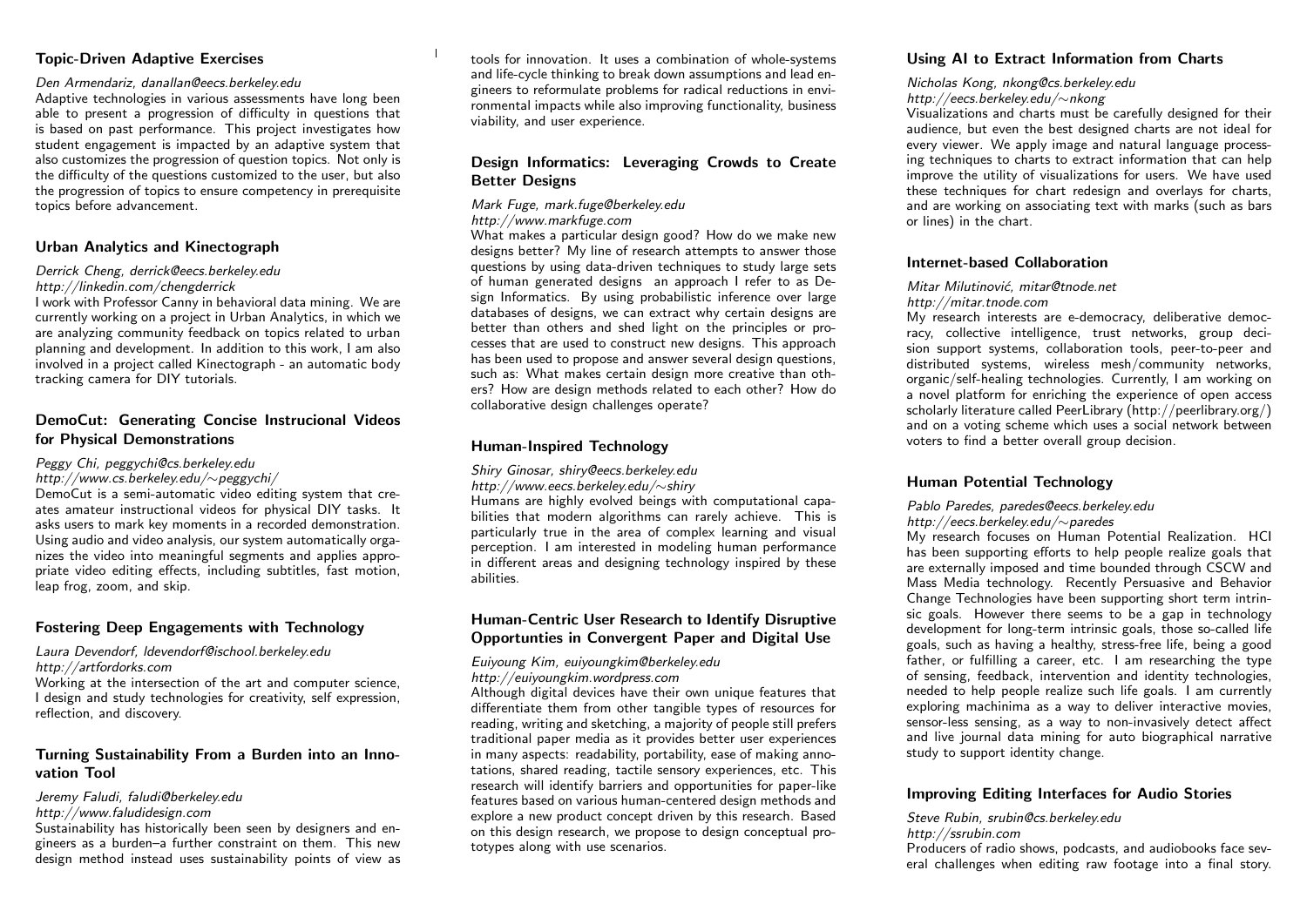### Topic-Driven Adaptive Exercises

*Den Armendariz, danallan@eecs.berkeley.edu*

Adaptive technologies in various assessments have long been able to present a progression of difficulty in questions that is based on past performance. This project investigates how student engagement is impacted by an adaptive system that also customizes the progression of question topics. Not only is the difficulty of the questions customized to the user, but also the progression of topics to ensure competency in prerequisite topics before advancement.

### Urban Analytics and Kinectograph

*Derrick Cheng, derrick@eecs.berkeley.edu*
*http://linkedin.com/chengderrick*

I work with Professor Canny in behavioral data mining. We are currently working on a project in Urban Analytics, in which we are analyzing community feedback on topics related to urban planning and development. In addition to this work, I am also involved in a project called Kinectograph - an automatic body tracking camera for DIY tutorials.

### DemoCut: Generating Concise Instrucional Videos for Physical Demonstrations

*Peggy Chi, peggychi@cs.berkeley.edu*
*http://www.cs.berkeley.edu/∼peggychi/*

DemoCut is a semi-automatic video editing system that creates amateur instructional videos for physical DIY tasks. It asks users to mark key moments in a recorded demonstration. Using audio and video analysis, our system automatically organizes the video into meaningful segments and applies appropriate video editing effects, including subtitles, fast motion, leap frog, zoom, and skip.

### Fostering Deep Engagements with Technology

*Laura Devendorf, ldevendorf@ischool.berkeley.edu*
*http://artfordorks.com*

Working at the intersection of the art and computer science, I design and study technologies for creativity, self expression, reflection, and discovery.

### Turning Sustainability From a Burden into an Innovation Tool

*Jeremy Faludi, faludi@berkeley.edu*
*http://www.faludidesign.com*

Sustainability has historically been seen by designers and engineers as a burden–a further constraint on them. This new design method instead uses sustainability points of view as tools for innovation. It uses a combination of whole-systems and life-cycle thinking to break down assumptions and lead engineers to reformulate problems for radical reductions in environmental impacts while also improving functionality, business viability, and user experience.

### Design Informatics: Leveraging Crowds to Create Better Designs

*Mark Fuge, mark.fuge@berkeley.edu*
*http://www.markfuge.com*

What makes a particular design good? How do we make new designs better? My line of research attempts to answer those questions by using data-driven techniques to study large sets of human generated designs an approach I refer to as Design Informatics. By using probabilistic inference over large databases of designs, we can extract why certain designs are better than others and shed light on the principles or processes that are used to construct new designs. This approach has been used to propose and answer several design questions, such as: What makes certain design more creative than others? How are design methods related to each other? How do collaborative design challenges operate?

### Human-Inspired Technology

*Shiry Ginosar, shiry@eecs.berkeley.edu*
*http://www.eecs.berkeley.edu/∼shiry*

Humans are highly evolved beings with computational capabilities that modern algorithms can rarely achieve. This is particularly true in the area of complex learning and visual perception. I am interested in modeling human performance in different areas and designing technology inspired by these abilities.

### Human-Centric User Research to Identify Disruptive Opportunities in Convergent Paper and Digital Use

*Euiyoung Kim, euiyoungkim@berkeley.edu*
*http://euiyoungkim.wordpress.com*

Although digital devices have their own unique features that differentiate them from other tangible types of resources for reading, writing and sketching, a majority of people still prefers traditional paper media as it provides better user experiences in many aspects: readability, portability, ease of making annotations, shared reading, tactile sensory experiences, etc. This research will identify barriers and opportunities for paper-like features based on various human-centered design methods and explore a new product concept driven by this research. Based on this design research, we propose to design conceptual prototypes along with use scenarios.

### Using AI to Extract Information from Charts

*Nicholas Kong, nkong@cs.berkeley.edu*
*http://eecs.berkeley.edu/∼nkong*

Visualizations and charts must be carefully designed for their audience, but even the best designed charts are not ideal for every viewer. We apply image and natural language processing techniques to charts to extract information that can help improve the utility of visualizations for users. We have used these techniques for chart redesign and overlays for charts, and are working on associating text with marks (such as bars or lines) in the chart.

### Internet-based Collaboration

*Mitar Milutinović, mitar@tnode.net*
*http://mitar.tnode.com*

My research interests are e-democracy, deliberative democracy, collective intelligence, trust networks, group decision support systems, collaboration tools, peer-to-peer and distributed systems, wireless mesh/community networks, organic/self-healing technologies. Currently, I am working on a novel platform for enriching the experience of open access scholarly literature called PeerLibrary (http://peerlibrary.org/) and on a voting scheme which uses a social network between voters to find a better overall group decision.

### Human Potential Technology

*Pablo Paredes, paredes@eecs.berkeley.edu*
*http://eecs.berkeley.edu/∼paredes*

My research focuses on Human Potential Realization. HCI has been supporting efforts to help people realize goals that are externally imposed and time bounded through CSCW and Mass Media technology. Recently Persuasive and Behavior Change Technologies have been supporting short term intrinsic goals. However there seems to be a gap in technology development for long-term intrinsic goals, those so-called life goals, such as having a healthy, stress-free life, being a good father, or fulfilling a career, etc. I am researching the type of sensing, feedback, intervention and identity technologies, needed to help people realize such life goals. I am currently exploring machinima as a way to deliver interactive movies, sensor-less sensing, as a way to non-invasively detect affect and live journal data mining for auto biographical narrative study to support identity change.

### Improving Editing Interfaces for Audio Stories

*Steve Rubin, srubin@cs.berkeley.edu*
*http://ssrubin.com*

Producers of radio shows, podcasts, and audiobooks face several challenges when editing raw footage into a final story.